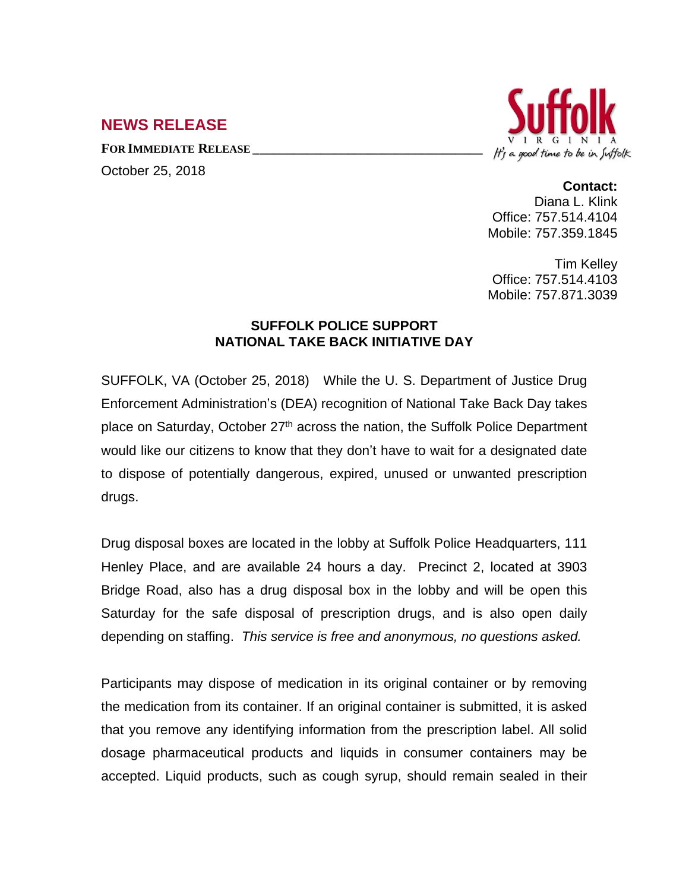## NEWS RELEASE

**FOR IMMEDIATE RELEASE**

October 25, 2018

Suffolk
VIRGINIA
It's a good time to be in Suffolk

**Contact:**
Diana L. Klink
Office: 757.514.4104
Mobile: 757.359.1845

Tim Kelley
Office: 757.514.4103
Mobile: 757.871.3039

### SUFFOLK POLICE SUPPORT NATIONAL TAKE BACK INITIATIVE DAY

SUFFOLK, VA (October 25, 2018) While the U. S. Department of Justice Drug Enforcement Administration's (DEA) recognition of National Take Back Day takes place on Saturday, October 27th across the nation, the Suffolk Police Department would like our citizens to know that they don't have to wait for a designated date to dispose of potentially dangerous, expired, unused or unwanted prescription drugs.

Drug disposal boxes are located in the lobby at Suffolk Police Headquarters, 111 Henley Place, and are available 24 hours a day. Precinct 2, located at 3903 Bridge Road, also has a drug disposal box in the lobby and will be open this Saturday for the safe disposal of prescription drugs, and is also open daily depending on staffing. *This service is free and anonymous, no questions asked.*

Participants may dispose of medication in its original container or by removing the medication from its container. If an original container is submitted, it is asked that you remove any identifying information from the prescription label. All solid dosage pharmaceutical products and liquids in consumer containers may be accepted. Liquid products, such as cough syrup, should remain sealed in their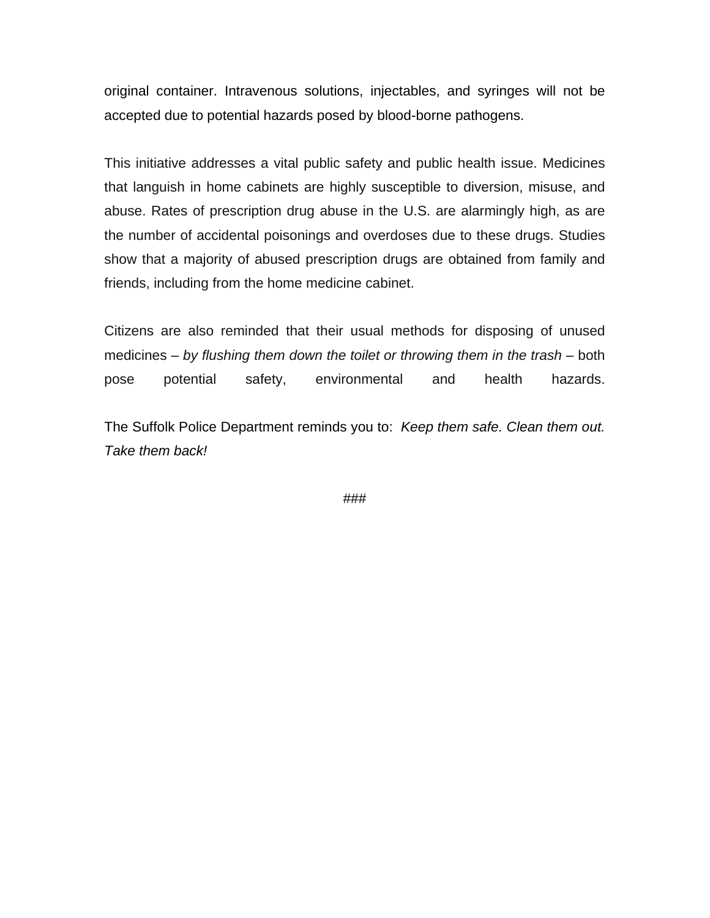original container. Intravenous solutions, injectables, and syringes will not be accepted due to potential hazards posed by blood-borne pathogens.

This initiative addresses a vital public safety and public health issue. Medicines that languish in home cabinets are highly susceptible to diversion, misuse, and abuse. Rates of prescription drug abuse in the U.S. are alarmingly high, as are the number of accidental poisonings and overdoses due to these drugs. Studies show that a majority of abused prescription drugs are obtained from family and friends, including from the home medicine cabinet.

Citizens are also reminded that their usual methods for disposing of unused medicines – *by flushing them down the toilet or throwing them in the trash* – both pose potential safety, environmental and health hazards.

The Suffolk Police Department reminds you to: *Keep them safe. Clean them out. Take them back!*

###